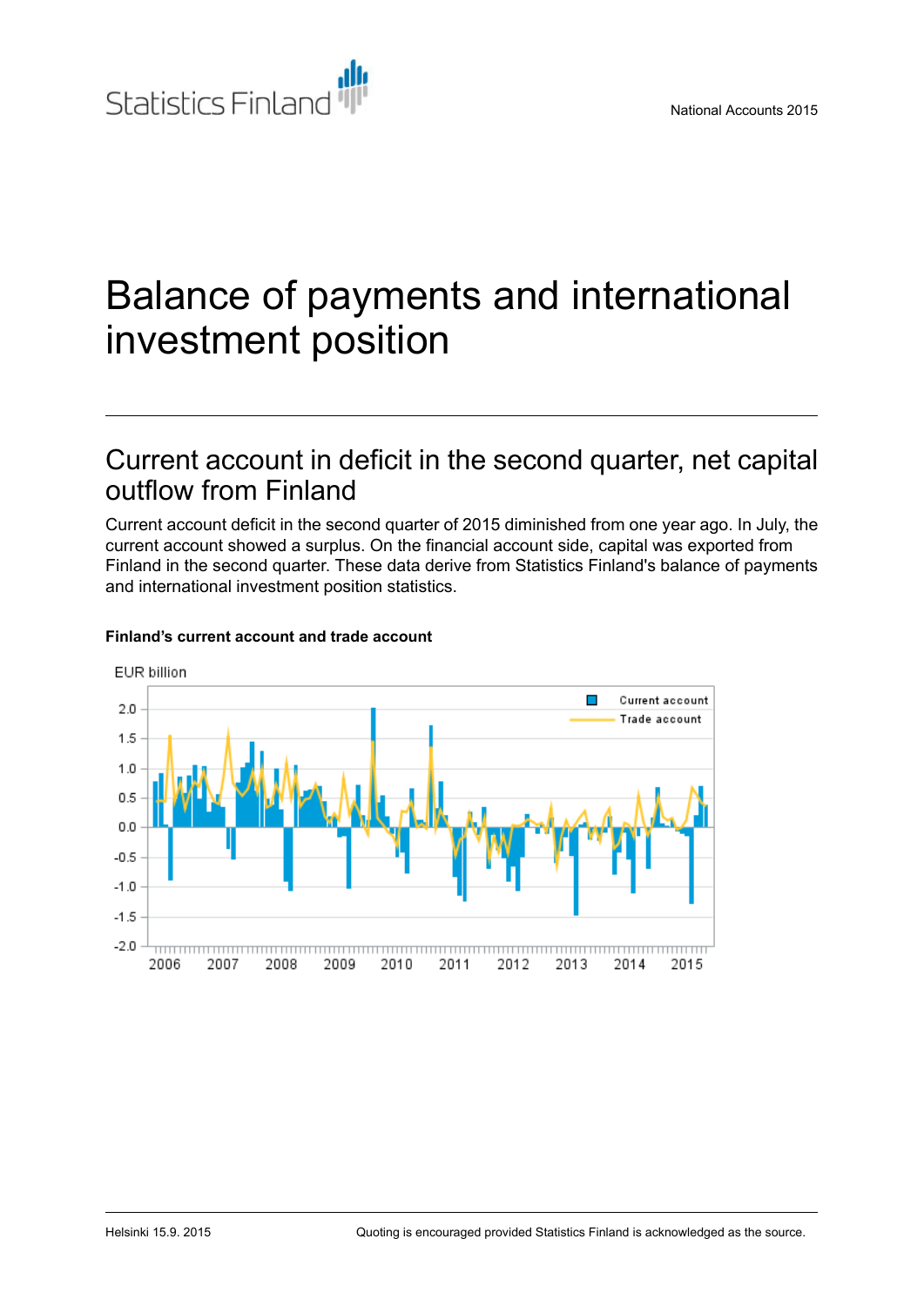# Balance of payments and international investment position

## Current account in deficit in the second quarter, net capital outflow from Finland

Current account deficit in the second quarter of 2015 diminished from one year ago. In July, the current account showed a surplus. On the financial account side, capital was exported from Finland in the second quarter. These data derive from Statistics Finland's balance of payments and international investment position statistics.

**Finland's current account and trade account**

Helsinki 15.9. 2015

Quoting is encouraged provided Statistics Finland is acknowledged as the source.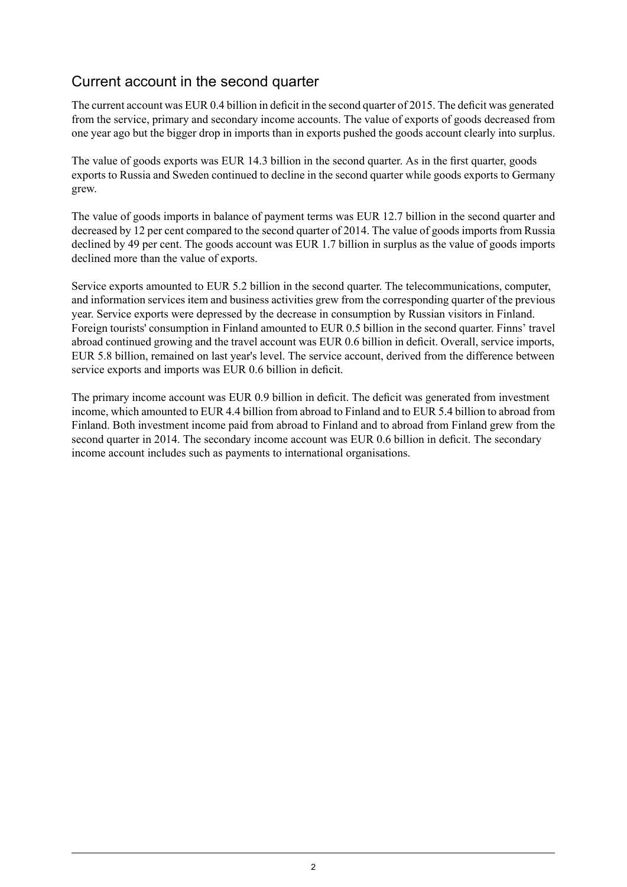## Current account in the second quarter

The current account was EUR 0.4 billion in deficit in the second quarter of 2015. The deficit was generated from the service, primary and secondary income accounts. The value of exports of goods decreased from one year ago but the bigger drop in imports than in exports pushed the goods account clearly into surplus.

The value of goods exports was EUR 14.3 billion in the second quarter. As in the first quarter, goods exports to Russia and Sweden continued to decline in the second quarter while goods exports to Germany grew.

The value of goods imports in balance of payment terms was EUR 12.7 billion in the second quarter and decreased by 12 per cent compared to the second quarter of 2014. The value of goods imports from Russia declined by 49 per cent. The goods account was EUR 1.7 billion in surplus as the value of goods imports declined more than the value of exports.

Service exports amounted to EUR 5.2 billion in the second quarter. The telecommunications, computer, and information services item and business activities grew from the corresponding quarter of the previous year. Service exports were depressed by the decrease in consumption by Russian visitors in Finland. Foreign tourists' consumption in Finland amounted to EUR 0.5 billion in the second quarter. Finns' travel abroad continued growing and the travel account was EUR 0.6 billion in deficit. Overall, service imports, EUR 5.8 billion, remained on last year's level. The service account, derived from the difference between service exports and imports was EUR 0.6 billion in deficit.

The primary income account was EUR 0.9 billion in deficit. The deficit was generated from investment income, which amounted to EUR 4.4 billion from abroad to Finland and to EUR 5.4 billion to abroad from Finland. Both investment income paid from abroad to Finland and to abroad from Finland grew from the second quarter in 2014. The secondary income account was EUR 0.6 billion in deficit. The secondary income account includes such as payments to international organisations.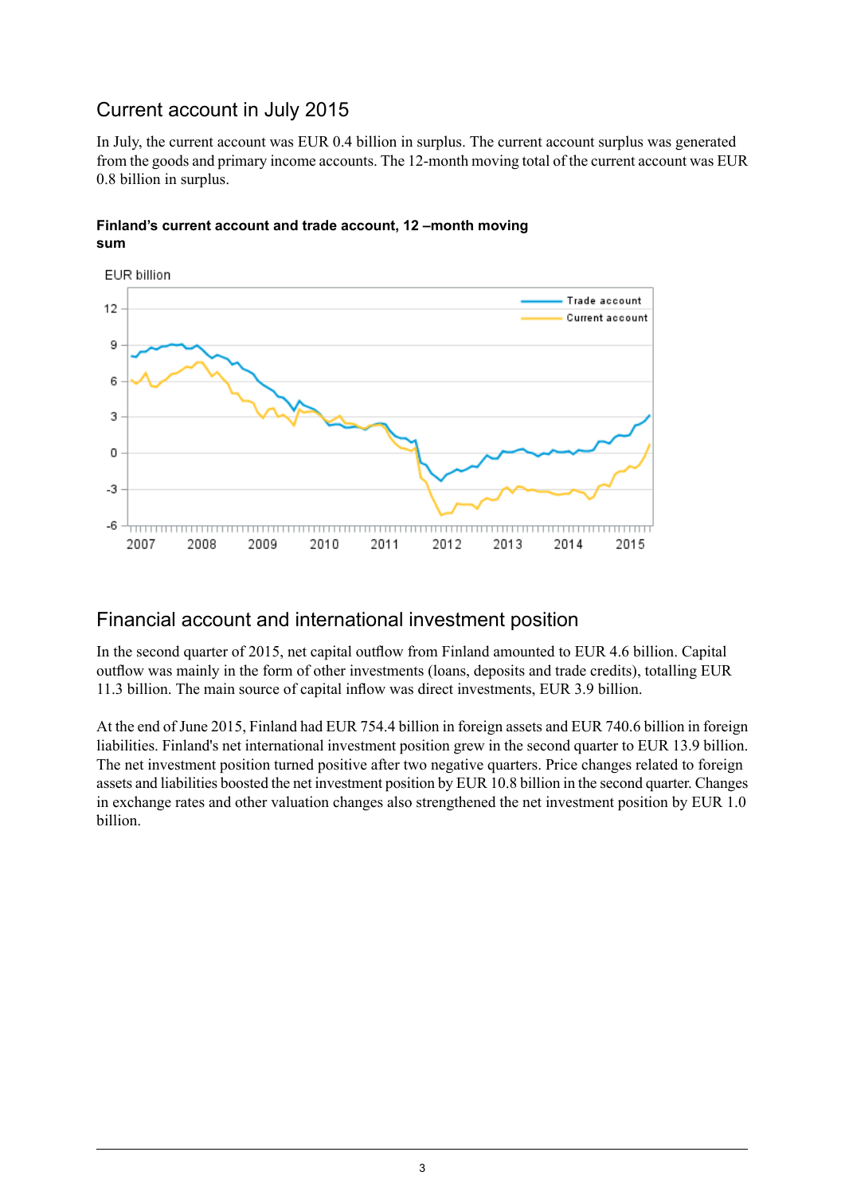## Current account in July 2015

In July, the current account was EUR 0.4 billion in surplus. The current account surplus was generated from the goods and primary income accounts. The 12-month moving total of the current account was EUR 0.8 billion in surplus.

**Finland's current account and trade account, 12 –month moving sum**

## Financial account and international investment position

In the second quarter of 2015, net capital outflow from Finland amounted to EUR 4.6 billion. Capital outflow was mainly in the form of other investments (loans, deposits and trade credits), totalling EUR 11.3 billion. The main source of capital inflow was direct investments, EUR 3.9 billion.

At the end of June 2015, Finland had EUR 754.4 billion in foreign assets and EUR 740.6 billion in foreign liabilities. Finland's net international investment position grew in the second quarter to EUR 13.9 billion. The net investment position turned positive after two negative quarters. Price changes related to foreign assets and liabilities boosted the net investment position by EUR 10.8 billion in the second quarter. Changes in exchange rates and other valuation changes also strengthened the net investment position by EUR 1.0 billion.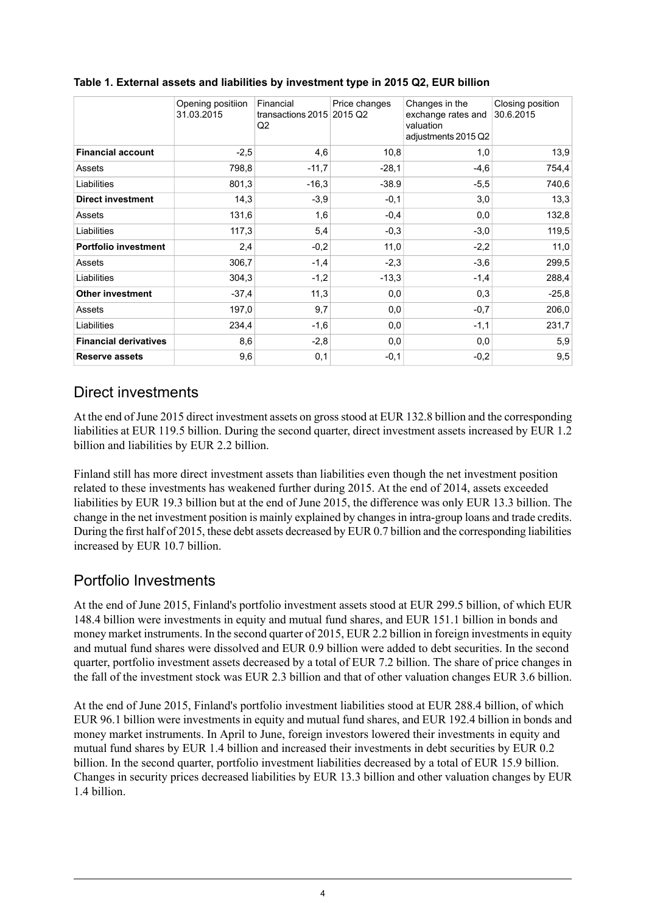**Table 1. External assets and liabilities by investment type in 2015 Q2, EUR billion**

| | Opening positiion 31.03.2015 | Financial transactions 2015 Q2 | Price changes 2015 Q2 | Changes in the exchange rates and valuation adjustments 2015 Q2 | Closing position 30.6.2015 |
|---|---|---|---|---|---|
| **Financial account** | -2,5 | 4,6 | 10,8 | 1,0 | 13,9 |
| Assets | 798,8 | -11,7 | -28,1 | -4,6 | 754,4 |
| Liabilities | 801,3 | -16,3 | -38.9 | -5,5 | 740,6 |
| **Direct investment** | 14,3 | -3,9 | -0,1 | 3,0 | 13,3 |
| Assets | 131,6 | 1,6 | -0,4 | 0,0 | 132,8 |
| Liabilities | 117,3 | 5,4 | -0,3 | -3,0 | 119,5 |
| **Portfolio investment** | 2,4 | -0,2 | 11,0 | -2,2 | 11,0 |
| Assets | 306,7 | -1,4 | -2,3 | -3,6 | 299,5 |
| Liabilities | 304,3 | -1,2 | -13,3 | -1,4 | 288,4 |
| **Other investment** | -37,4 | 11,3 | 0,0 | 0,3 | -25,8 |
| Assets | 197,0 | 9,7 | 0,0 | -0,7 | 206,0 |
| Liabilities | 234,4 | -1,6 | 0,0 | -1,1 | 231,7 |
| **Financial derivatives** | 8,6 | -2,8 | 0,0 | 0,0 | 5,9 |
| **Reserve assets** | 9,6 | 0,1 | -0,1 | -0,2 | 9,5 |

## Direct investments

At the end of June 2015 direct investment assets on gross stood at EUR 132.8 billion and the corresponding liabilities at EUR 119.5 billion. During the second quarter, direct investment assets increased by EUR 1.2 billion and liabilities by EUR 2.2 billion.

Finland still has more direct investment assets than liabilities even though the net investment position related to these investments has weakened further during 2015. At the end of 2014, assets exceeded liabilities by EUR 19.3 billion but at the end of June 2015, the difference was only EUR 13.3 billion. The change in the net investment position is mainly explained by changes in intra-group loans and trade credits. During the first half of 2015, these debt assets decreased by EUR 0.7 billion and the corresponding liabilities increased by EUR 10.7 billion.

## Portfolio Investments

At the end of June 2015, Finland's portfolio investment assets stood at EUR 299.5 billion, of which EUR 148.4 billion were investments in equity and mutual fund shares, and EUR 151.1 billion in bonds and money market instruments. In the second quarter of 2015, EUR 2.2 billion in foreign investments in equity and mutual fund shares were dissolved and EUR 0.9 billion were added to debt securities. In the second quarter, portfolio investment assets decreased by a total of EUR 7.2 billion. The share of price changes in the fall of the investment stock was EUR 2.3 billion and that of other valuation changes EUR 3.6 billion.

At the end of June 2015, Finland's portfolio investment liabilities stood at EUR 288.4 billion, of which EUR 96.1 billion were investments in equity and mutual fund shares, and EUR 192.4 billion in bonds and money market instruments. In April to June, foreign investors lowered their investments in equity and mutual fund shares by EUR 1.4 billion and increased their investments in debt securities by EUR 0.2 billion. In the second quarter, portfolio investment liabilities decreased by a total of EUR 15.9 billion. Changes in security prices decreased liabilities by EUR 13.3 billion and other valuation changes by EUR 1.4 billion.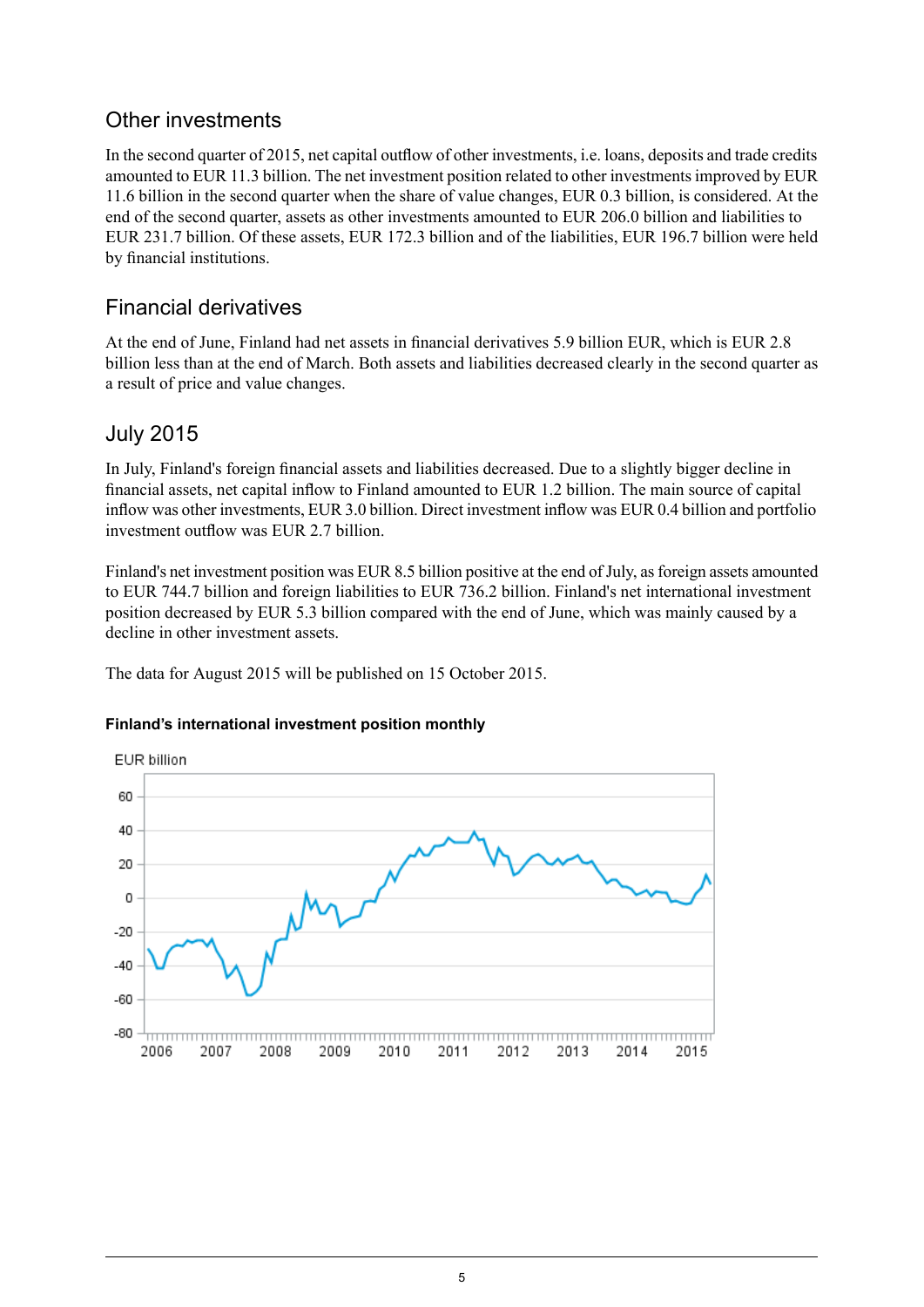## Other investments

In the second quarter of 2015, net capital outflow of other investments, i.e. loans, deposits and trade credits amounted to EUR 11.3 billion. The net investment position related to other investments improved by EUR 11.6 billion in the second quarter when the share of value changes, EUR 0.3 billion, is considered. At the end of the second quarter, assets as other investments amounted to EUR 206.0 billion and liabilities to EUR 231.7 billion. Of these assets, EUR 172.3 billion and of the liabilities, EUR 196.7 billion were held by financial institutions.

## Financial derivatives

At the end of June, Finland had net assets in financial derivatives 5.9 billion EUR, which is EUR 2.8 billion less than at the end of March. Both assets and liabilities decreased clearly in the second quarter as a result of price and value changes.

## July 2015

In July, Finland's foreign financial assets and liabilities decreased. Due to a slightly bigger decline in financial assets, net capital inflow to Finland amounted to EUR 1.2 billion. The main source of capital inflow was other investments, EUR 3.0 billion. Direct investment inflow was EUR 0.4 billion and portfolio investment outflow was EUR 2.7 billion.

Finland's net investment position was EUR 8.5 billion positive at the end of July, as foreign assets amounted to EUR 744.7 billion and foreign liabilities to EUR 736.2 billion. Finland's net international investment position decreased by EUR 5.3 billion compared with the end of June, which was mainly caused by a decline in other investment assets.

The data for August 2015 will be published on 15 October 2015.

**Finland's international investment position monthly**

EUR billion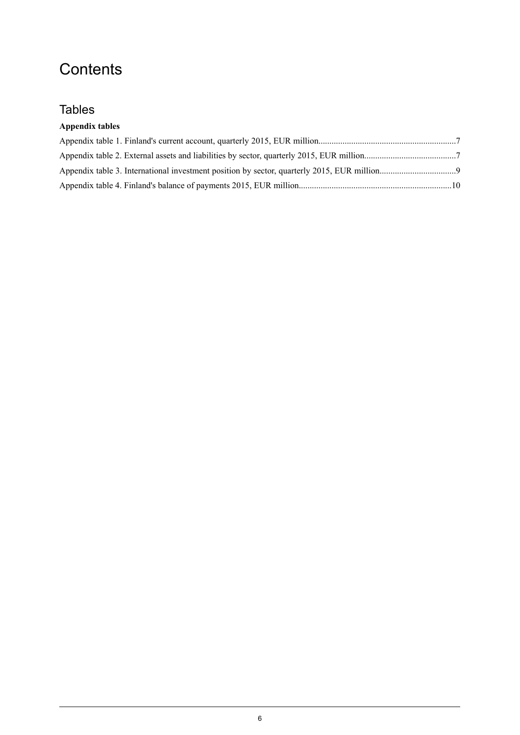# Contents

## Tables

**Appendix tables**

Appendix table 1. Finland's current account, quarterly 2015, EUR million..............................................................7

Appendix table 2. External assets and liabilities by sector, quarterly 2015, EUR million..........................................7

Appendix table 3. International investment position by sector, quarterly 2015, EUR million..................................9

Appendix table 4. Finland's balance of payments 2015, EUR million.....................................................................10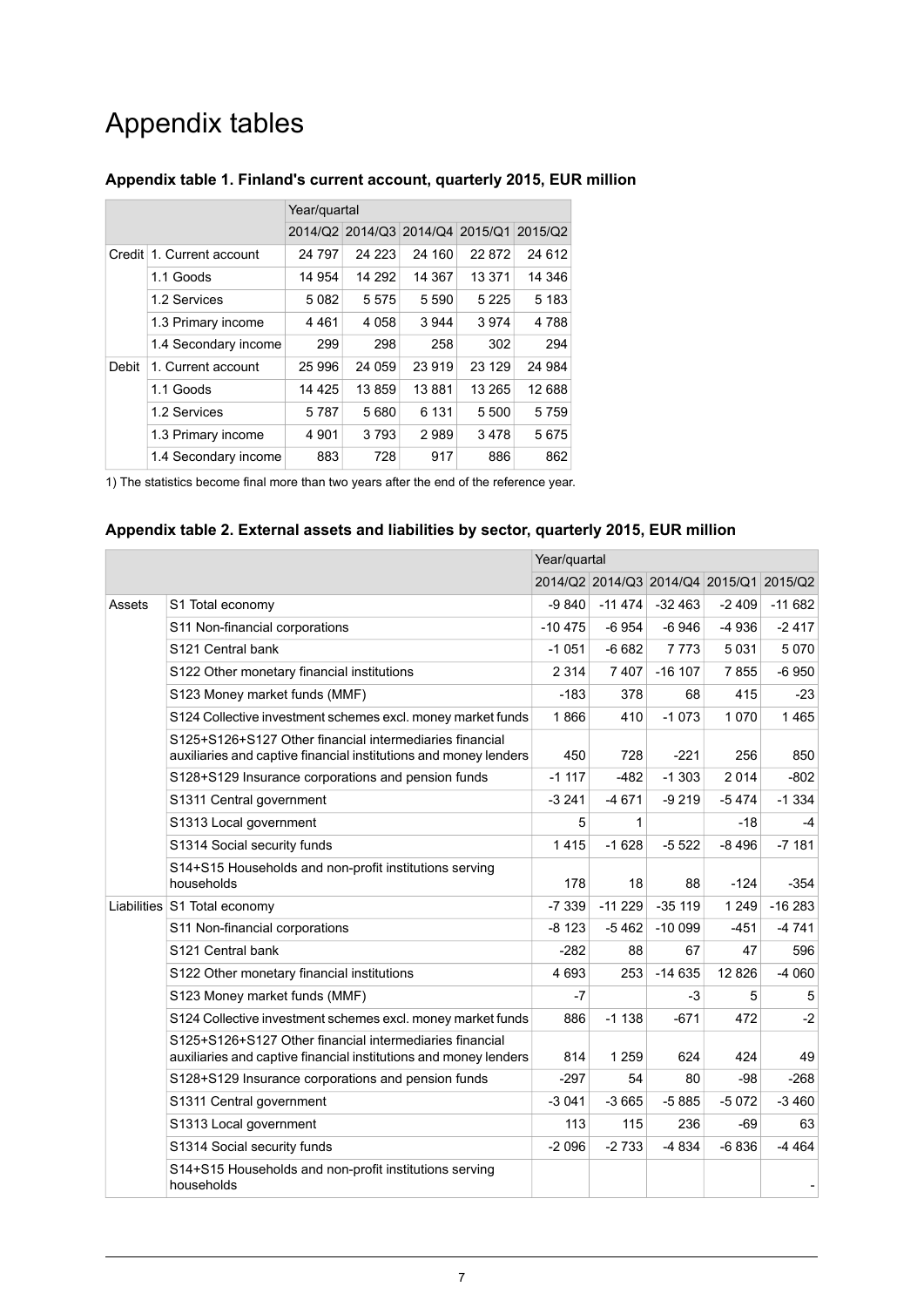# Appendix tables

### Appendix table 1. Finland's current account, quarterly 2015, EUR million

| | | Year/quartal | | | | |
|---|---|---|---|---|---|---|
| | | 2014/Q2 | 2014/Q3 | 2014/Q4 | 2015/Q1 | 2015/Q2 |
| Credit | 1. Current account | 24 797 | 24 223 | 24 160 | 22 872 | 24 612 |
| | 1.1 Goods | 14 954 | 14 292 | 14 367 | 13 371 | 14 346 |
| | 1.2 Services | 5 082 | 5 575 | 5 590 | 5 225 | 5 183 |
| | 1.3 Primary income | 4 461 | 4 058 | 3 944 | 3 974 | 4 788 |
| | 1.4 Secondary income | 299 | 298 | 258 | 302 | 294 |
| Debit | 1. Current account | 25 996 | 24 059 | 23 919 | 23 129 | 24 984 |
| | 1.1 Goods | 14 425 | 13 859 | 13 881 | 13 265 | 12 688 |
| | 1.2 Services | 5 787 | 5 680 | 6 131 | 5 500 | 5 759 |
| | 1.3 Primary income | 4 901 | 3 793 | 2 989 | 3 478 | 5 675 |
| | 1.4 Secondary income | 883 | 728 | 917 | 886 | 862 |

1) The statistics become final more than two years after the end of the reference year.

### Appendix table 2. External assets and liabilities by sector, quarterly 2015, EUR million

| | | Year/quartal | | | | |
|---|---|---|---|---|---|---|
| | | 2014/Q2 | 2014/Q3 | 2014/Q4 | 2015/Q1 | 2015/Q2 |
| Assets | S1 Total economy | -9 840 | -11 474 | -32 463 | -2 409 | -11 682 |
| | S11 Non-financial corporations | -10 475 | -6 954 | -6 946 | -4 936 | -2 417 |
| | S121 Central bank | -1 051 | -6 682 | 7 773 | 5 031 | 5 070 |
| | S122 Other monetary financial institutions | 2 314 | 7 407 | -16 107 | 7 855 | -6 950 |
| | S123 Money market funds (MMF) | -183 | 378 | 68 | 415 | -23 |
| | S124 Collective investment schemes excl. money market funds | 1 866 | 410 | -1 073 | 1 070 | 1 465 |
| | S125+S126+S127 Other financial intermediaries financial auxiliaries and captive financial institutions and money lenders | 450 | 728 | -221 | 256 | 850 |
| | S128+S129 Insurance corporations and pension funds | -1 117 | -482 | -1 303 | 2 014 | -802 |
| | S1311 Central government | -3 241 | -4 671 | -9 219 | -5 474 | -1 334 |
| | S1313 Local government | 5 | 1 | | -18 | -4 |
| | S1314 Social security funds | 1 415 | -1 628 | -5 522 | -8 496 | -7 181 |
| | S14+S15 Households and non-profit institutions serving households | 178 | 18 | 88 | -124 | -354 |
| Liabilities | S1 Total economy | -7 339 | -11 229 | -35 119 | 1 249 | -16 283 |
| | S11 Non-financial corporations | -8 123 | -5 462 | -10 099 | -451 | -4 741 |
| | S121 Central bank | -282 | 88 | 67 | 47 | 596 |
| | S122 Other monetary financial institutions | 4 693 | 253 | -14 635 | 12 826 | -4 060 |
| | S123 Money market funds (MMF) | -7 | | -3 | 5 | 5 |
| | S124 Collective investment schemes excl. money market funds | 886 | -1 138 | -671 | 472 | -2 |
| | S125+S126+S127 Other financial intermediaries financial auxiliaries and captive financial institutions and money lenders | 814 | 1 259 | 624 | 424 | 49 |
| | S128+S129 Insurance corporations and pension funds | -297 | 54 | 80 | -98 | -268 |
| | S1311 Central government | -3 041 | -3 665 | -5 885 | -5 072 | -3 460 |
| | S1313 Local government | 113 | 115 | 236 | -69 | 63 |
| | S1314 Social security funds | -2 096 | -2 733 | -4 834 | -6 836 | -4 464 |
| | S14+S15 Households and non-profit institutions serving households | | | | | - |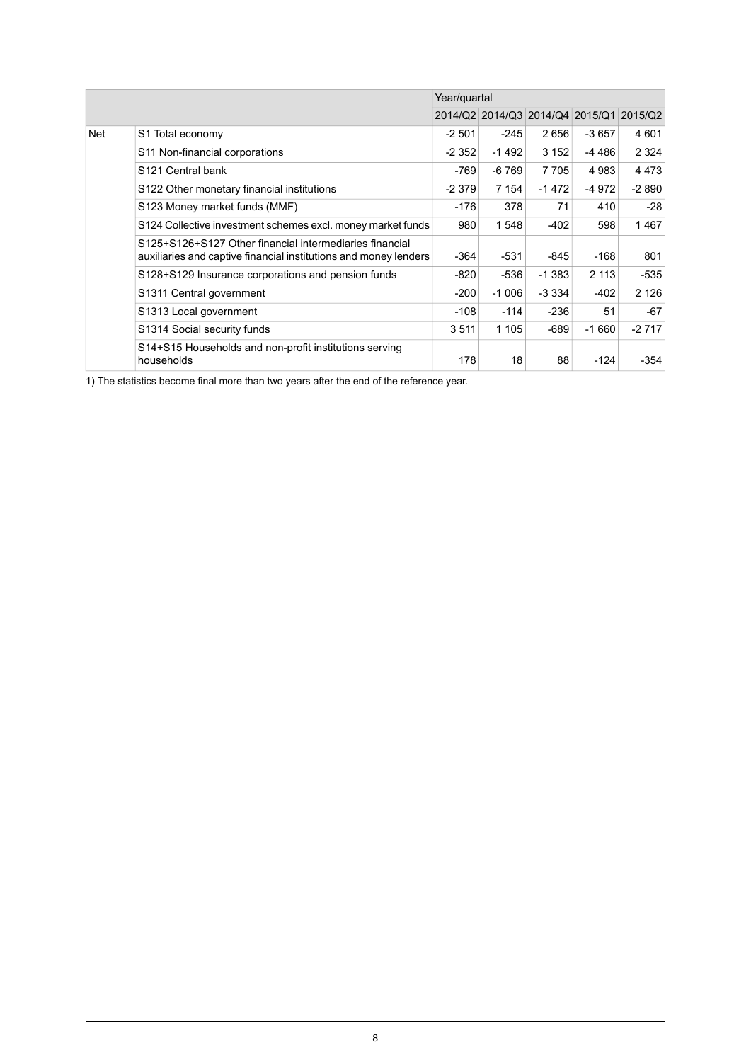| | | Year/quartal | | | | |
|---|---|---|---|---|---|---|
| | | 2014/Q2 | 2014/Q3 | 2014/Q4 | 2015/Q1 | 2015/Q2 |
| Net | S1 Total economy | -2 501 | -245 | 2 656 | -3 657 | 4 601 |
| | S11 Non-financial corporations | -2 352 | -1 492 | 3 152 | -4 486 | 2 324 |
| | S121 Central bank | -769 | -6 769 | 7 705 | 4 983 | 4 473 |
| | S122 Other monetary financial institutions | -2 379 | 7 154 | -1 472 | -4 972 | -2 890 |
| | S123 Money market funds (MMF) | -176 | 378 | 71 | 410 | -28 |
| | S124 Collective investment schemes excl. money market funds | 980 | 1 548 | -402 | 598 | 1 467 |
| | S125+S126+S127 Other financial intermediaries financial auxiliaries and captive financial institutions and money lenders | -364 | -531 | -845 | -168 | 801 |
| | S128+S129 Insurance corporations and pension funds | -820 | -536 | -1 383 | 2 113 | -535 |
| | S1311 Central government | -200 | -1 006 | -3 334 | -402 | 2 126 |
| | S1313 Local government | -108 | -114 | -236 | 51 | -67 |
| | S1314 Social security funds | 3 511 | 1 105 | -689 | -1 660 | -2 717 |
| | S14+S15 Households and non-profit institutions serving households | 178 | 18 | 88 | -124 | -354 |

1) The statistics become final more than two years after the end of the reference year.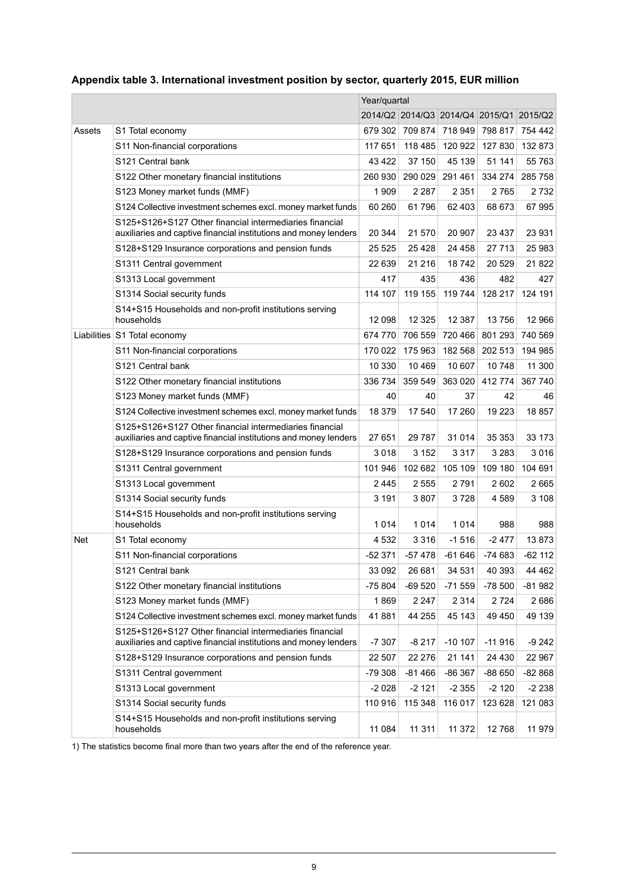**Appendix table 3. International investment position by sector, quarterly 2015, EUR million**

| | | Year/quartal | | | | |
|---|---|---|---|---|---|---|
| | | 2014/Q2 | 2014/Q3 | 2014/Q4 | 2015/Q1 | 2015/Q2 |
| Assets | S1 Total economy | 679 302 | 709 874 | 718 949 | 798 817 | 754 442 |
| | S11 Non-financial corporations | 117 651 | 118 485 | 120 922 | 127 830 | 132 873 |
| | S121 Central bank | 43 422 | 37 150 | 45 139 | 51 141 | 55 763 |
| | S122 Other monetary financial institutions | 260 930 | 290 029 | 291 461 | 334 274 | 285 758 |
| | S123 Money market funds (MMF) | 1 909 | 2 287 | 2 351 | 2 765 | 2 732 |
| | S124 Collective investment schemes excl. money market funds | 60 260 | 61 796 | 62 403 | 68 673 | 67 995 |
| | S125+S126+S127 Other financial intermediaries financial auxiliaries and captive financial institutions and money lenders | 20 344 | 21 570 | 20 907 | 23 437 | 23 931 |
| | S128+S129 Insurance corporations and pension funds | 25 525 | 25 428 | 24 458 | 27 713 | 25 983 |
| | S1311 Central government | 22 639 | 21 216 | 18 742 | 20 529 | 21 822 |
| | S1313 Local government | 417 | 435 | 436 | 482 | 427 |
| | S1314 Social security funds | 114 107 | 119 155 | 119 744 | 128 217 | 124 191 |
| | S14+S15 Households and non-profit institutions serving households | 12 098 | 12 325 | 12 387 | 13 756 | 12 966 |
| Liabilities | S1 Total economy | 674 770 | 706 559 | 720 466 | 801 293 | 740 569 |
| | S11 Non-financial corporations | 170 022 | 175 963 | 182 568 | 202 513 | 194 985 |
| | S121 Central bank | 10 330 | 10 469 | 10 607 | 10 748 | 11 300 |
| | S122 Other monetary financial institutions | 336 734 | 359 549 | 363 020 | 412 774 | 367 740 |
| | S123 Money market funds (MMF) | 40 | 40 | 37 | 42 | 46 |
| | S124 Collective investment schemes excl. money market funds | 18 379 | 17 540 | 17 260 | 19 223 | 18 857 |
| | S125+S126+S127 Other financial intermediaries financial auxiliaries and captive financial institutions and money lenders | 27 651 | 29 787 | 31 014 | 35 353 | 33 173 |
| | S128+S129 Insurance corporations and pension funds | 3 018 | 3 152 | 3 317 | 3 283 | 3 016 |
| | S1311 Central government | 101 946 | 102 682 | 105 109 | 109 180 | 104 691 |
| | S1313 Local government | 2 445 | 2 555 | 2 791 | 2 602 | 2 665 |
| | S1314 Social security funds | 3 191 | 3 807 | 3 728 | 4 589 | 3 108 |
| | S14+S15 Households and non-profit institutions serving households | 1 014 | 1 014 | 1 014 | 988 | 988 |
| Net | S1 Total economy | 4 532 | 3 316 | -1 516 | -2 477 | 13 873 |
| | S11 Non-financial corporations | -52 371 | -57 478 | -61 646 | -74 683 | -62 112 |
| | S121 Central bank | 33 092 | 26 681 | 34 531 | 40 393 | 44 462 |
| | S122 Other monetary financial institutions | -75 804 | -69 520 | -71 559 | -78 500 | -81 982 |
| | S123 Money market funds (MMF) | 1 869 | 2 247 | 2 314 | 2 724 | 2 686 |
| | S124 Collective investment schemes excl. money market funds | 41 881 | 44 255 | 45 143 | 49 450 | 49 139 |
| | S125+S126+S127 Other financial intermediaries financial auxiliaries and captive financial institutions and money lenders | -7 307 | -8 217 | -10 107 | -11 916 | -9 242 |
| | S128+S129 Insurance corporations and pension funds | 22 507 | 22 276 | 21 141 | 24 430 | 22 967 |
| | S1311 Central government | -79 308 | -81 466 | -86 367 | -88 650 | -82 868 |
| | S1313 Local government | -2 028 | -2 121 | -2 355 | -2 120 | -2 238 |
| | S1314 Social security funds | 110 916 | 115 348 | 116 017 | 123 628 | 121 083 |
| | S14+S15 Households and non-profit institutions serving households | 11 084 | 11 311 | 11 372 | 12 768 | 11 979 |

1) The statistics become final more than two years after the end of the reference year.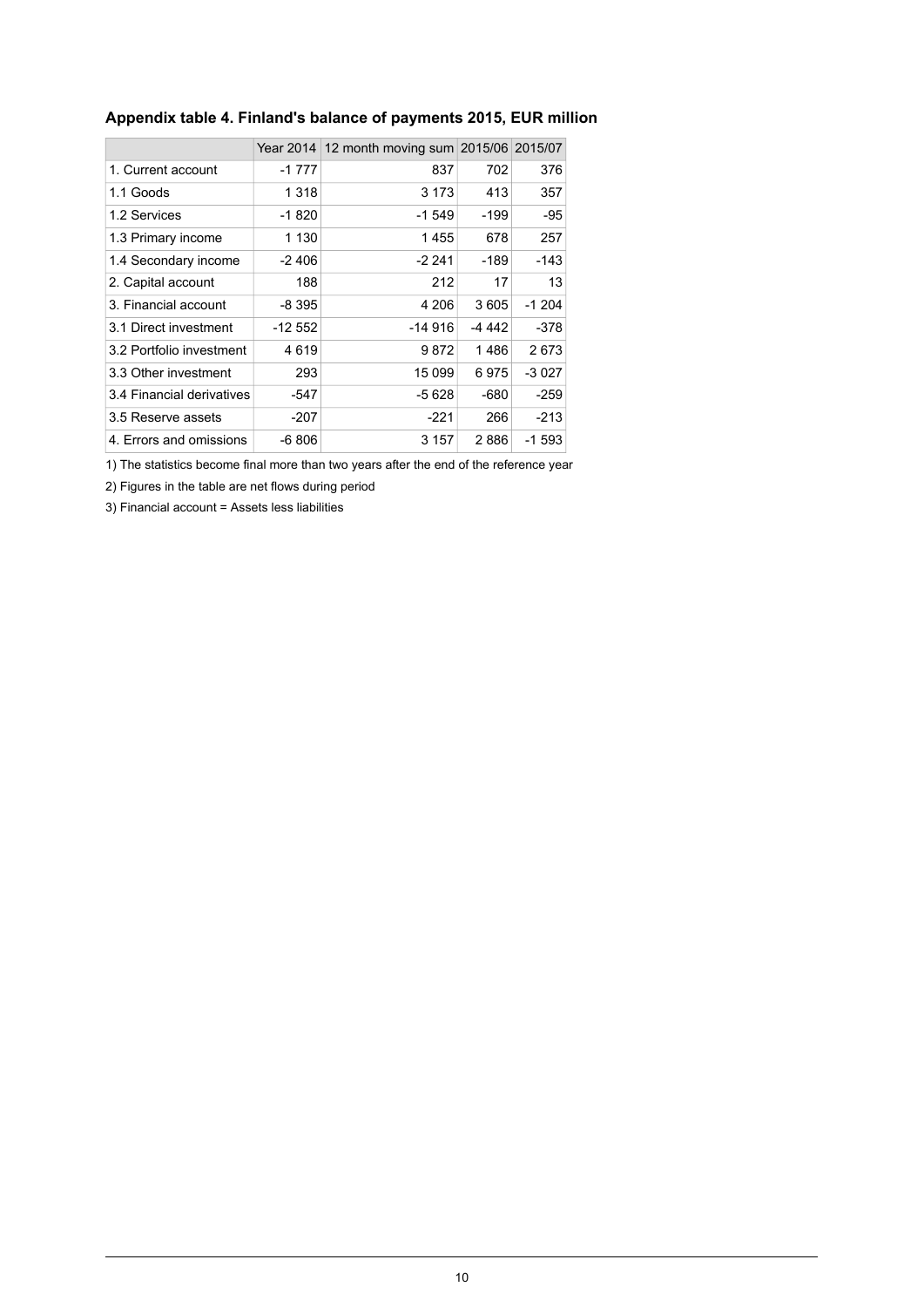## Appendix table 4. Finland's balance of payments 2015, EUR million

| | Year 2014 | 12 month moving sum | 2015/06 | 2015/07 |
|---|---|---|---|---|
| 1. Current account | -1 777 | 837 | 702 | 376 |
| 1.1 Goods | 1 318 | 3 173 | 413 | 357 |
| 1.2 Services | -1 820 | -1 549 | -199 | -95 |
| 1.3 Primary income | 1 130 | 1 455 | 678 | 257 |
| 1.4 Secondary income | -2 406 | -2 241 | -189 | -143 |
| 2. Capital account | 188 | 212 | 17 | 13 |
| 3. Financial account | -8 395 | 4 206 | 3 605 | -1 204 |
| 3.1 Direct investment | -12 552 | -14 916 | -4 442 | -378 |
| 3.2 Portfolio investment | 4 619 | 9 872 | 1 486 | 2 673 |
| 3.3 Other investment | 293 | 15 099 | 6 975 | -3 027 |
| 3.4 Financial derivatives | -547 | -5 628 | -680 | -259 |
| 3.5 Reserve assets | -207 | -221 | 266 | -213 |
| 4. Errors and omissions | -6 806 | 3 157 | 2 886 | -1 593 |

1) The statistics become final more than two years after the end of the reference year

2) Figures in the table are net flows during period

3) Financial account = Assets less liabilities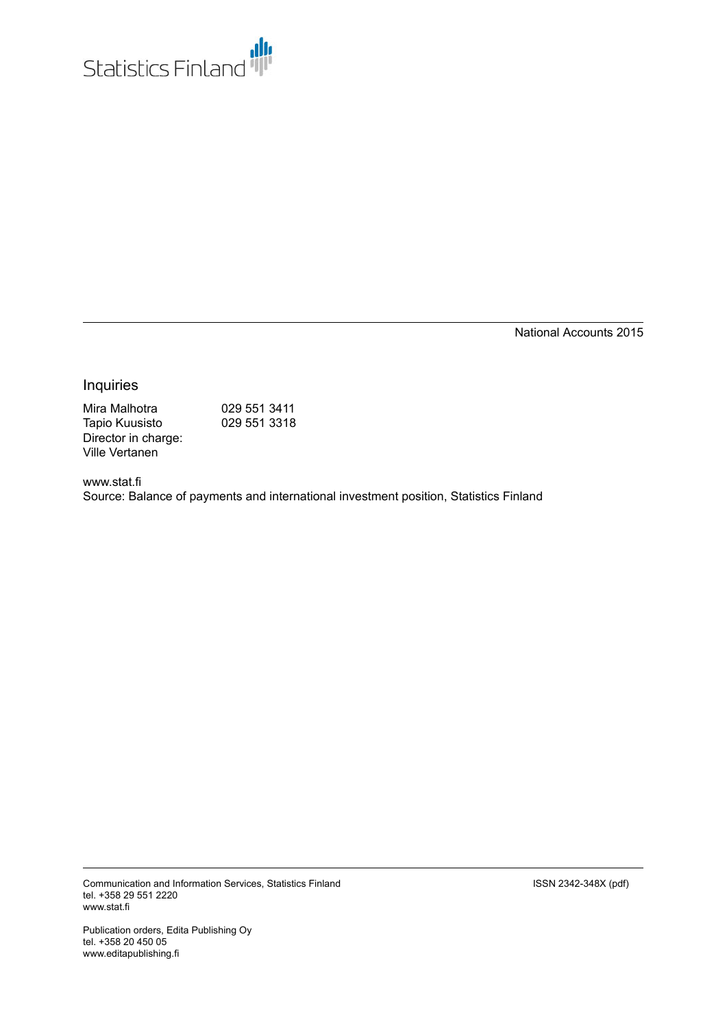Statistics Finland

National Accounts 2015

## Inquiries

| | |
|---|---|
| Mira Malhotra | 029 551 3411 |
| Tapio Kuusisto | 029 551 3318 |
| Director in charge: | |
| Ville Vertanen | |

www.stat.fi

Source: Balance of payments and international investment position, Statistics Finland

Communication and Information Services, Statistics Finland
tel. +358 29 551 2220
www.stat.fi

ISSN 2342-348X (pdf)

Publication orders, Edita Publishing Oy
tel. +358 20 450 05
www.editapublishing.fi